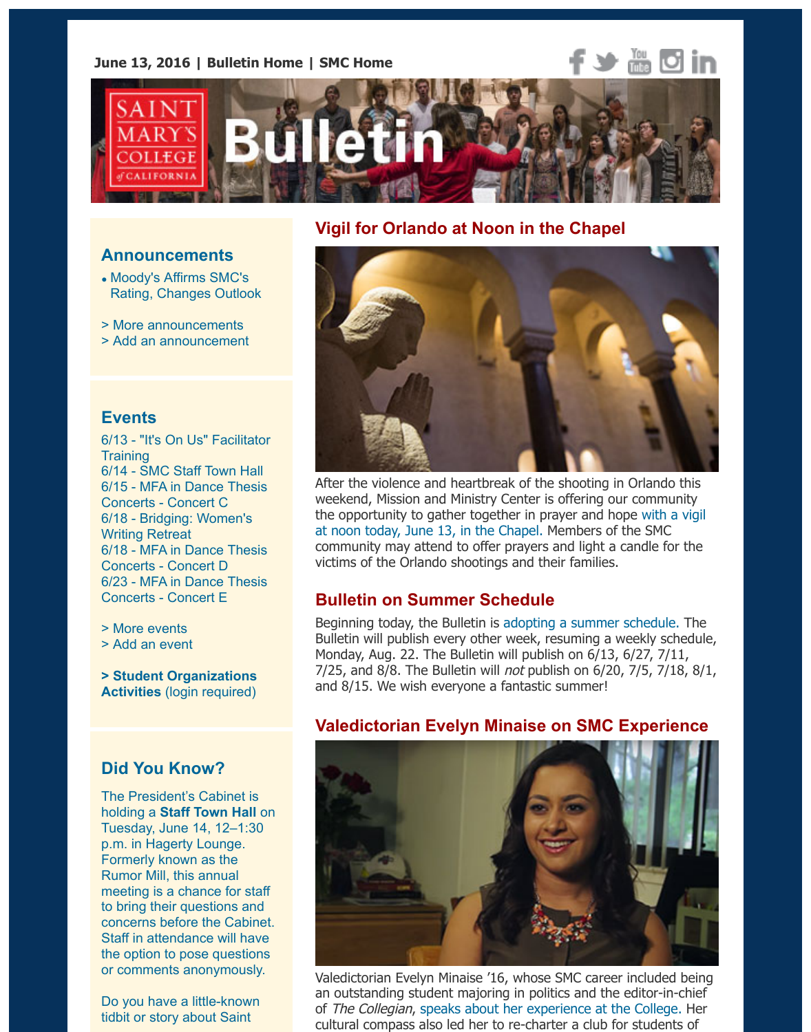June 13, 2016 | Bulletin Home | SMC Home

# Bulletin

## Vigil for Orlando at Noon in the Chapel

After the violence and heartbreak of the shooting in Orlando this weekend, Mission and Ministry Center is offering our community the opportunity to gather together in prayer and hope with a vigil at noon today, June 13, in the Chapel. Members of the SMC community may attend to offer prayers and light a candle for the victims of the Orlando shootings and their families.

## Bulletin on Summer Schedule

Beginning today, the Bulletin is adopting a summer schedule. The Bulletin will publish every other week, resuming a weekly schedule, Monday, Aug. 22. The Bulletin will publish on 6/13, 6/27, 7/11, 7/25, and 8/8. The Bulletin will *not* publish on 6/20, 7/5, 7/18, 8/1, and 8/15. We wish everyone a fantastic summer!

## Valedictorian Evelyn Minaise on SMC Experience

Valedictorian Evelyn Minaise ’16, whose SMC career included being an outstanding student majoring in politics and the editor-in-chief of *The Collegian*, speaks about her experience at the College. Her cultural compass also led her to re-charter a club for students of

## Announcements

- Moody's Affirms SMC's Rating, Changes Outlook

> More announcements
> Add an announcement

## Events

6/13 - "It's On Us" Facilitator Training
6/14 - SMC Staff Town Hall
6/15 - MFA in Dance Thesis Concerts - Concert C
6/18 - Bridging: Women's Writing Retreat
6/18 - MFA in Dance Thesis Concerts - Concert D
6/23 - MFA in Dance Thesis Concerts - Concert E

> More events
> Add an event

**> Student Organizations Activities** (login required)

## Did You Know?

The President's Cabinet is holding a **Staff Town Hall** on Tuesday, June 14, 12–1:30 p.m. in Hagerty Lounge. Formerly known as the Rumor Mill, this annual meeting is a chance for staff to bring their questions and concerns before the Cabinet. Staff in attendance will have the option to pose questions or comments anonymously.

Do you have a little-known tidbit or story about Saint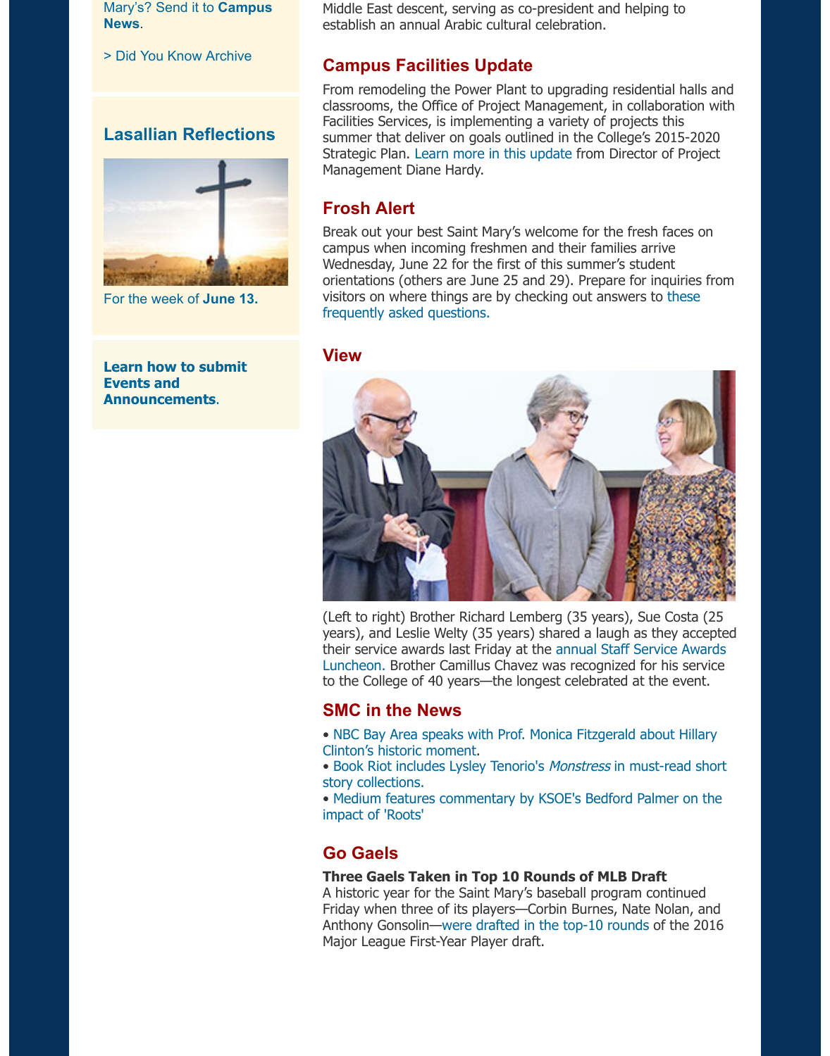Mary's? Send it to **Campus News**.

> Did You Know Archive

## Lasallian Reflections

For the week of **June 13.**

**Learn how to submit Events and Announcements**.

Middle East descent, serving as co-president and helping to establish an annual Arabic cultural celebration.

## Campus Facilities Update

From remodeling the Power Plant to upgrading residential halls and classrooms, the Office of Project Management, in collaboration with Facilities Services, is implementing a variety of projects this summer that deliver on goals outlined in the College's 2015-2020 Strategic Plan. Learn more in this update from Director of Project Management Diane Hardy.

## Frosh Alert

Break out your best Saint Mary's welcome for the fresh faces on campus when incoming freshmen and their families arrive Wednesday, June 22 for the first of this summer's student orientations (others are June 25 and 29). Prepare for inquiries from visitors on where things are by checking out answers to these frequently asked questions.

## View

(Left to right) Brother Richard Lemberg (35 years), Sue Costa (25 years), and Leslie Welty (35 years) shared a laugh as they accepted their service awards last Friday at the annual Staff Service Awards Luncheon. Brother Camillus Chavez was recognized for his service to the College of 40 years—the longest celebrated at the event.

## SMC in the News

- NBC Bay Area speaks with Prof. Monica Fitzgerald about Hillary Clinton's historic moment.
- Book Riot includes Lysley Tenorio's *Monstress* in must-read short story collections.
- Medium features commentary by KSOE's Bedford Palmer on the impact of 'Roots'

## Go Gaels

**Three Gaels Taken in Top 10 Rounds of MLB Draft**
A historic year for the Saint Mary's baseball program continued Friday when three of its players—Corbin Burnes, Nate Nolan, and Anthony Gonsolin—were drafted in the top-10 rounds of the 2016 Major League First-Year Player draft.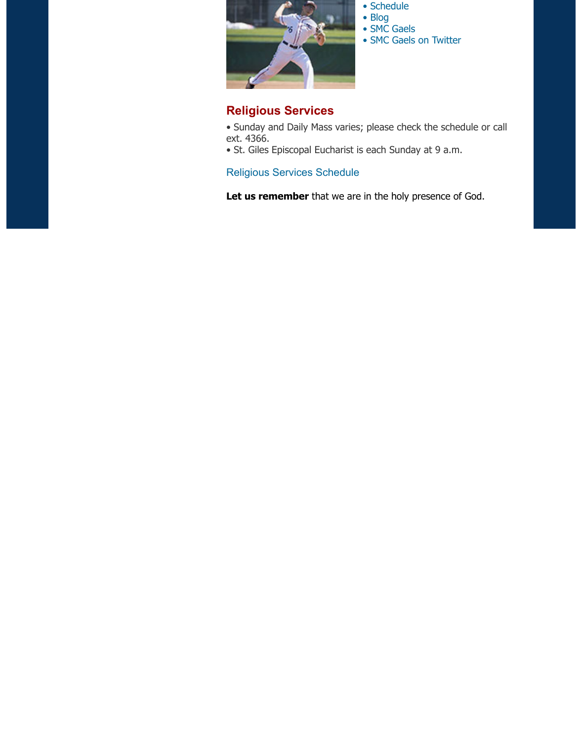• Schedule
• Blog
• SMC Gaels
• SMC Gaels on Twitter

## Religious Services

• Sunday and Daily Mass varies; please check the schedule or call ext. 4366.
• St. Giles Episcopal Eucharist is each Sunday at 9 a.m.

Religious Services Schedule

**Let us remember** that we are in the holy presence of God.